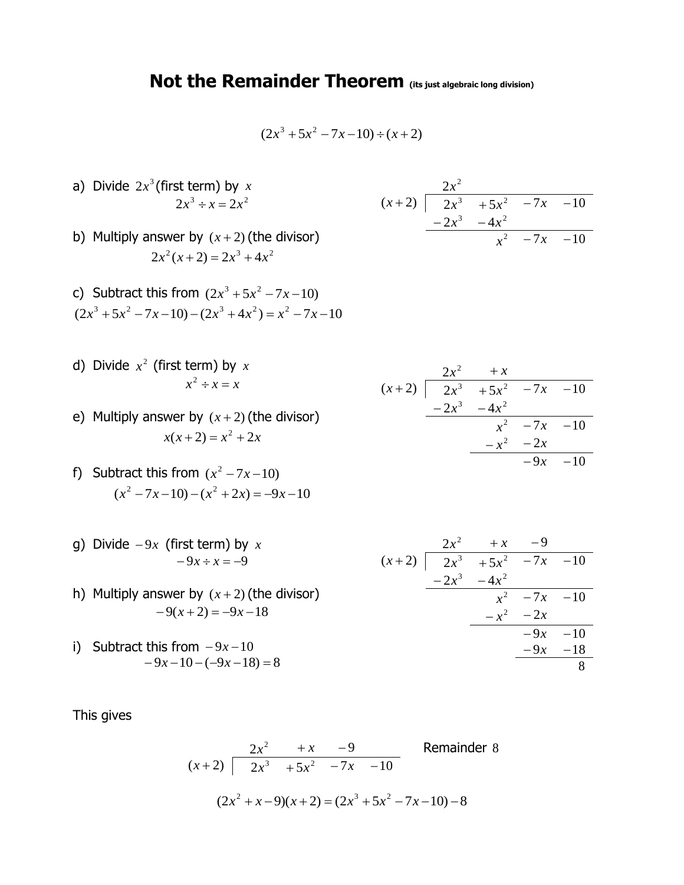# **Not the Remainder Theorem** (its just algebraic long division)

$$(2x^3 + 5x^2 - 7x - 10) \div (x + 2)$$

a) Divide $2x^3$ (first term) by $x$

$$2x^3 \div x = 2x^2$$

b) Multiply answer by $(x+2)$ (the divisor)

$$2x^2(x+2) = 2x^3 + 4x^2$$

c) Subtract this from $(2x^3 + 5x^2 - 7x - 10)$

$$(2x^3 + 5x^2 - 7x - 10) - (2x^3 + 4x^2) = x^2 - 7x - 10$$

$$\begin{array}{r|rrrr} & 2x^2 & & & \\ \hline (x+2) & 2x^3 & +5x^2 & -7x & -10 \\ & -2x^3 & -4x^2 & & \\ \hline & & x^2 & -7x & -10 \end{array}$$

d) Divide $x^2$ (first term) by $x$

$$x^2 \div x = x$$

e) Multiply answer by $(x+2)$ (the divisor)

$$x(x+2) = x^2 + 2x$$

f) Subtract this from $(x^2 - 7x - 10)$

$$(x^2 - 7x - 10) - (x^2 + 2x) = -9x - 10$$

$$\begin{array}{r|rrrr} & 2x^2 & +x & & \\ \hline (x+2) & 2x^3 & +5x^2 & -7x & -10 \\ & -2x^3 & -4x^2 & & \\ \hline & & x^2 & -7x & -10 \\ & & -x^2 & -2x & \\ \hline & & & -9x & -10 \end{array}$$

g) Divide $-9x$ (first term) by $x$

$$-9x \div x = -9$$

h) Multiply answer by $(x+2)$ (the divisor)

$$-9(x+2) = -9x - 18$$

i) Subtract this from $-9x - 10$

$$-9x - 10 - (-9x - 18) = 8$$

$$\begin{array}{r|rrrr} & 2x^2 & +x & -9 & \\ \hline (x+2) & 2x^3 & +5x^2 & -7x & -10 \\ & -2x^3 & -4x^2 & & \\ \hline & & x^2 & -7x & -10 \\ & & -x^2 & -2x & \\ \hline & & & -9x & -10 \\ & & & -9x & -18 \\ \hline & & & & 8 \end{array}$$

This gives

$$\begin{array}{r|rrrr} & 2x^2 & +x & -9 & \\ \hline (x+2) & 2x^3 & +5x^2 & -7x & -10 \end{array} \qquad \text{Remainder } 8$$

$$(2x^2 + x - 9)(x+2) = (2x^3 + 5x^2 - 7x - 10) - 8$$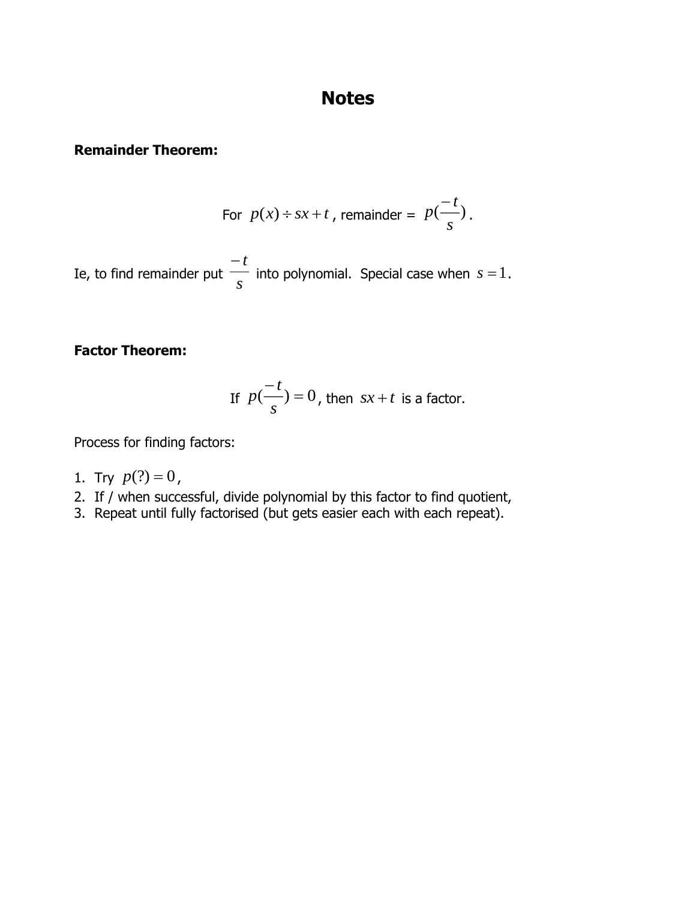# Notes

**Remainder Theorem:**

$$\text{For } p(x) \div sx + t\text{, remainder } = p\left(\frac{-t}{s}\right).$$

Ie, to find remainder put $\frac{-t}{s}$ into polynomial. Special case when $s = 1$.

**Factor Theorem:**

$$\text{If } p\left(\frac{-t}{s}\right) = 0\text{, then } sx + t \text{ is a factor.}$$

Process for finding factors:

1. Try $p(?) = 0$,
2. If / when successful, divide polynomial by this factor to find quotient,
3. Repeat until fully factorised (but gets easier each with each repeat).